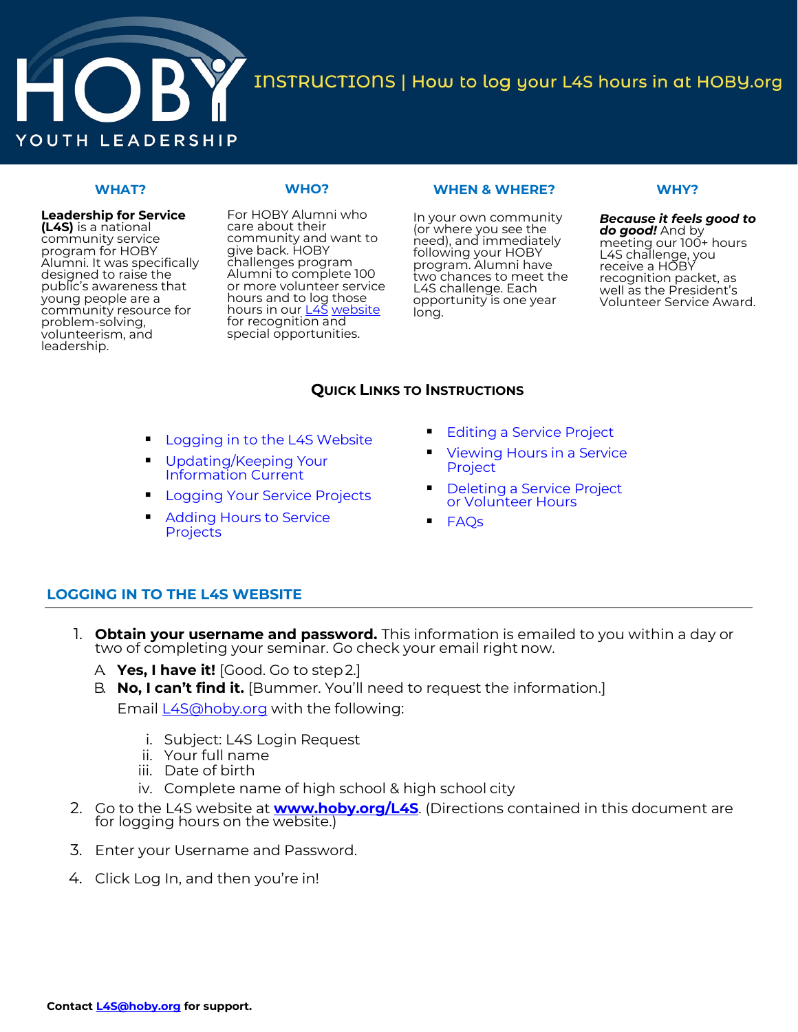# INSTRUCTIONS | How to log your L4S hours in at HOBY.org

### WHAT?

**Leadership for Service (L4S)** is a national community service program for HOBY Alumni. It was specifically designed to raise the public's awareness that young people are a community resource for problem-solving, volunteerism, and leadership.

### WHO?

For HOBY Alumni who care about their community and want to give back. HOBY challenges program Alumni to complete 100 or more volunteer service hours and to log those hours in our [L4S website](www.hoby.org/L4S) for recognition and special opportunities.

### WHEN & WHERE?

In your own community (or where you see the need), and immediately following your HOBY program. Alumni have two chances to meet the L4S challenge. Each opportunity is one year long.

### WHY?

***Because it feels good to do good!*** And by meeting our 100+ hours L4S challenge, you receive a HOBY recognition packet, as well as the President's Volunteer Service Award.

## Quick Links to Instructions

- Logging in to the L4S Website
- Updating/Keeping Your Information Current
- Logging Your Service Projects
- Adding Hours to Service Projects
- Editing a Service Project
- Viewing Hours in a Service Project
- Deleting a Service Project or Volunteer Hours
- FAQs

## LOGGING IN TO THE L4S WEBSITE

1. **Obtain your username and password.** This information is emailed to you within a day or two of completing your seminar. Go check your email right now.
   A. **Yes, I have it!** [Good. Go to step 2.]
   B. **No, I can't find it.** [Bummer. You'll need to request the information.]
   Email [L4S@hoby.org](mailto:L4S@hoby.org) with the following:
      i. Subject: L4S Login Request
      ii. Your full name
      iii. Date of birth
      iv. Complete name of high school & high school city
2. Go to the L4S website at **[www.hoby.org/L4S](www.hoby.org/L4S)**. (Directions contained in this document are for logging hours on the website.)
3. Enter your Username and Password.
4. Click Log In, and then you're in!

**Contact [L4S@hoby.org](mailto:L4S@hoby.org) for support.**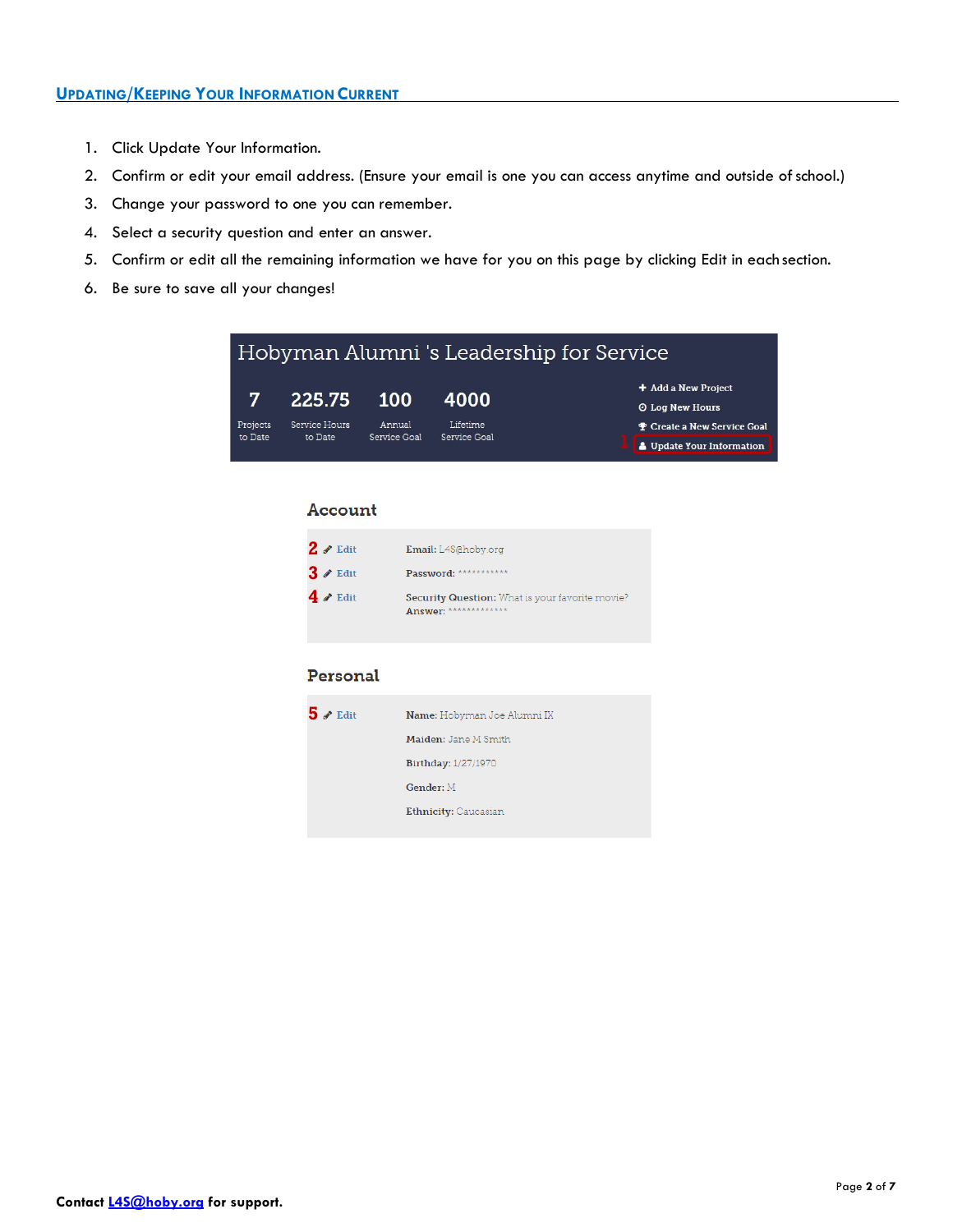## Updating/Keeping Your Information Current

1. Click Update Your Information.
2. Confirm or edit your email address. (Ensure your email is one you can access anytime and outside of school.)
3. Change your password to one you can remember.
4. Select a security question and enter an answer.
5. Confirm or edit all the remaining information we have for you on this page by clicking Edit in each section.
6. Be sure to save all your changes!

Hobyman Alumni 's Leadership for Service

| 7 | 225.75 | 100 | 4000 |
|---|---|---|---|
| Projects to Date | Service Hours to Date | Annual Service Goal | Lifetime Service Goal |

- Add a New Project
- Log New Hours
- Create a New Service Goal
- 1 Update Your Information

### Account

2 Edit — **Email:** L4S@hoby.org

3 Edit — **Password:** ***********

4 Edit — **Security Question:** What is your favorite movie? **Answer:** *************

### Personal

5 Edit — **Name:** Hobyman Joe Alumni IX

**Maiden:** Jane M Smith

**Birthday:** 1/27/1970

**Gender:** M

**Ethnicity:** Caucasian

**Contact L4S@hoby.org for support.**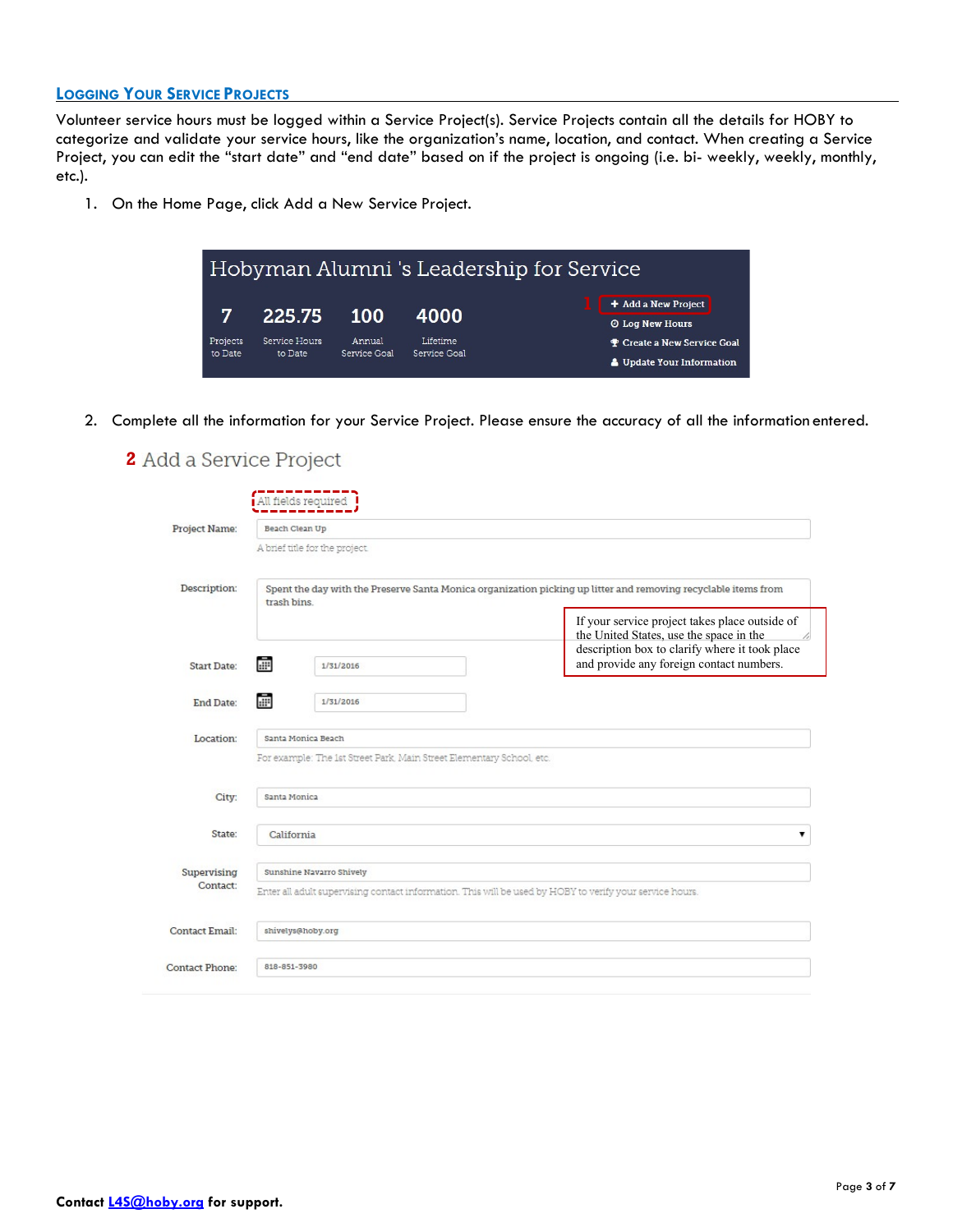## Logging Your Service Projects

Volunteer service hours must be logged within a Service Project(s). Service Projects contain all the details for HOBY to categorize and validate your service hours, like the organization's name, location, and contact. When creating a Service Project, you can edit the "start date" and "end date" based on if the project is ongoing (i.e. bi- weekly, weekly, monthly, etc.).

1. On the Home Page, click Add a New Service Project.

Hobyman Alumni 's Leadership for Service

| 7 | 225.75 | 100 | 4000 |
|---|---|---|---|
| Projects to Date | Service Hours to Date | Annual Service Goal | Lifetime Service Goal |

1 + Add a New Project

Log New Hours

Create a New Service Goal

Update Your Information

2. Complete all the information for your Service Project. Please ensure the accuracy of all the information entered.

2 Add a Service Project

All fields required

Project Name: Beach Clean Up

A brief title for the project

Description: Spent the day with the Preserve Santa Monica organization picking up litter and removing recyclable items from trash bins.

If your service project takes place outside of the United States, use the space in the description box to clarify where it took place and provide any foreign contact numbers.

Start Date: 1/31/2016

End Date: 1/31/2016

Location: Santa Monica Beach

For example: The 1st Street Park, Main Street Elementary School, etc.

City: Santa Monica

State: California

Supervising Contact: Sunshine Navarro Shively

Enter all adult supervising contact information. This will be used by HOBY to verify your service hours.

Contact Email: shivelys@hoby.org

Contact Phone: 818-851-3980

**Contact L4S@hoby.org for support.**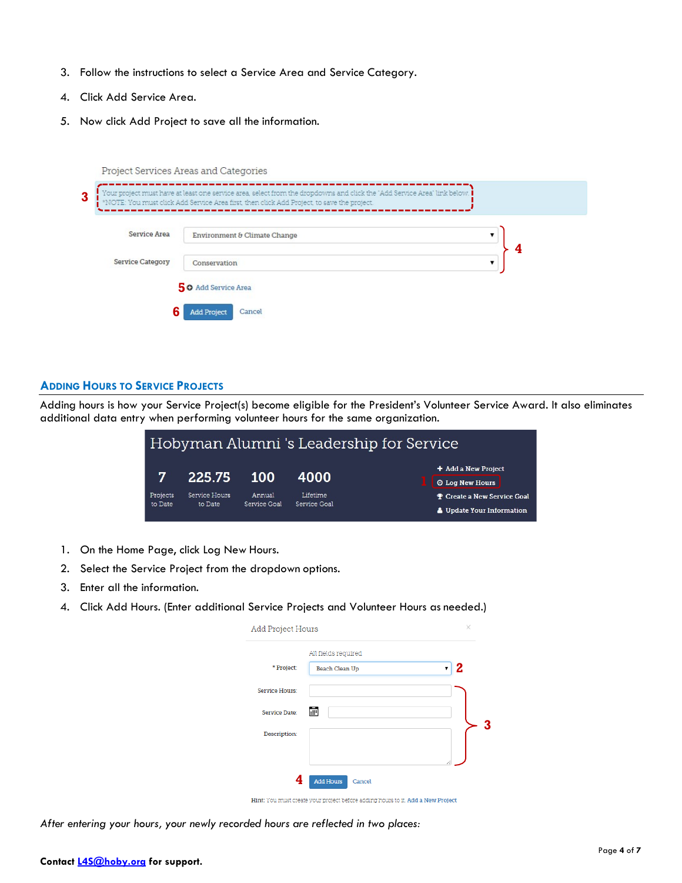3. Follow the instructions to select a Service Area and Service Category.
4. Click Add Service Area.
5. Now click Add Project to save all the information.

## Adding Hours to Service Projects

Adding hours is how your Service Project(s) become eligible for the President's Volunteer Service Award. It also eliminates additional data entry when performing volunteer hours for the same organization.

1. On the Home Page, click Log New Hours.
2. Select the Service Project from the dropdown options.
3. Enter all the information.
4. Click Add Hours. (Enter additional Service Projects and Volunteer Hours as needed.)

*After entering your hours, your newly recorded hours are reflected in two places:*

**Contact [L4S@hoby.org](mailto:L4S@hoby.org) for support.**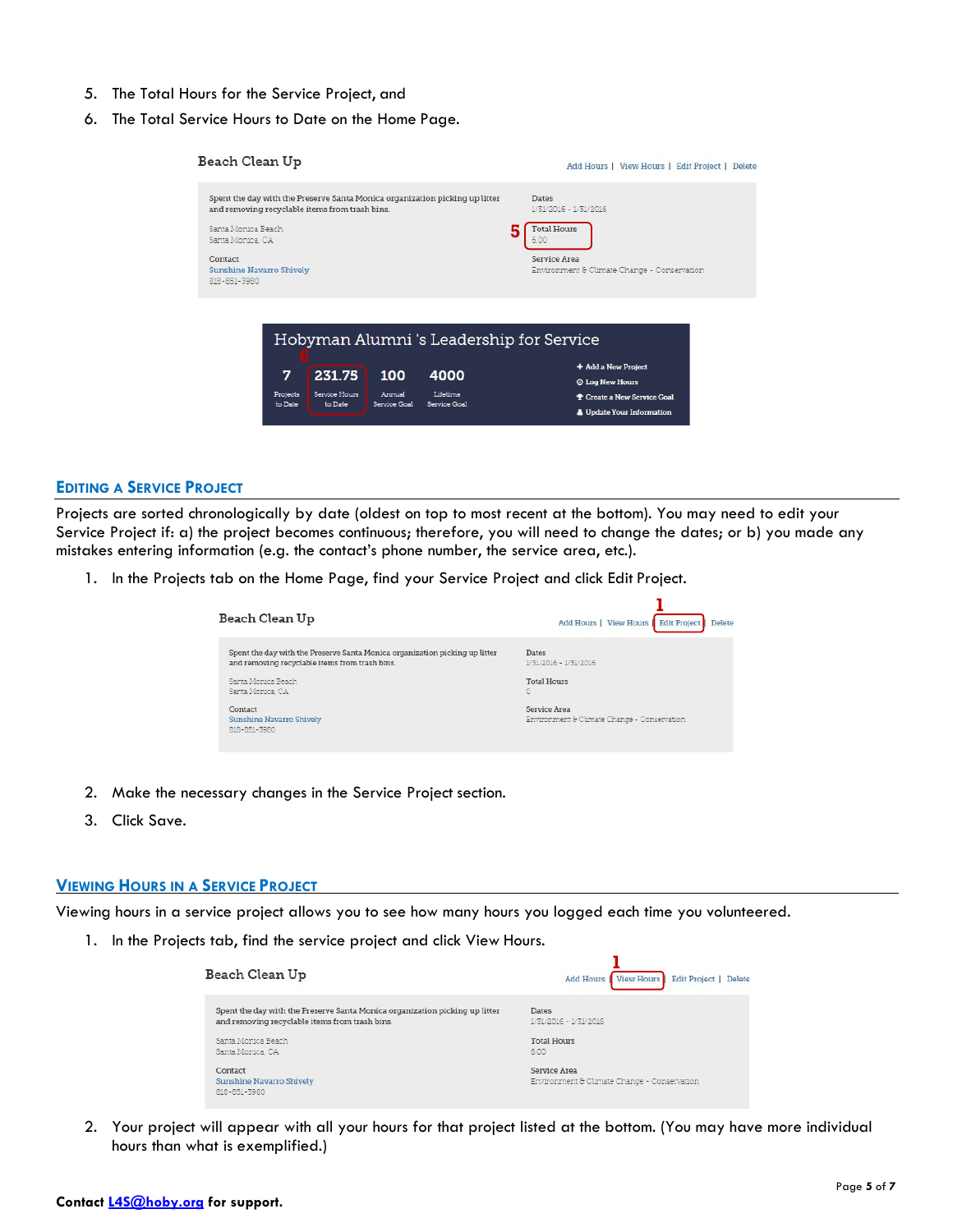5. The Total Hours for the Service Project, and
6. The Total Service Hours to Date on the Home Page.

## Editing a Service Project

Projects are sorted chronologically by date (oldest on top to most recent at the bottom). You may need to edit your Service Project if: a) the project becomes continuous; therefore, you will need to change the dates; or b) you made any mistakes entering information (e.g. the contact's phone number, the service area, etc.).

1. In the Projects tab on the Home Page, find your Service Project and click Edit Project.
2. Make the necessary changes in the Service Project section.
3. Click Save.

## Viewing Hours in a Service Project

Viewing hours in a service project allows you to see how many hours you logged each time you volunteered.

1. In the Projects tab, find the service project and click View Hours.
2. Your project will appear with all your hours for that project listed at the bottom. (You may have more individual hours than what is exemplified.)

**Contact L4S@hoby.org for support.**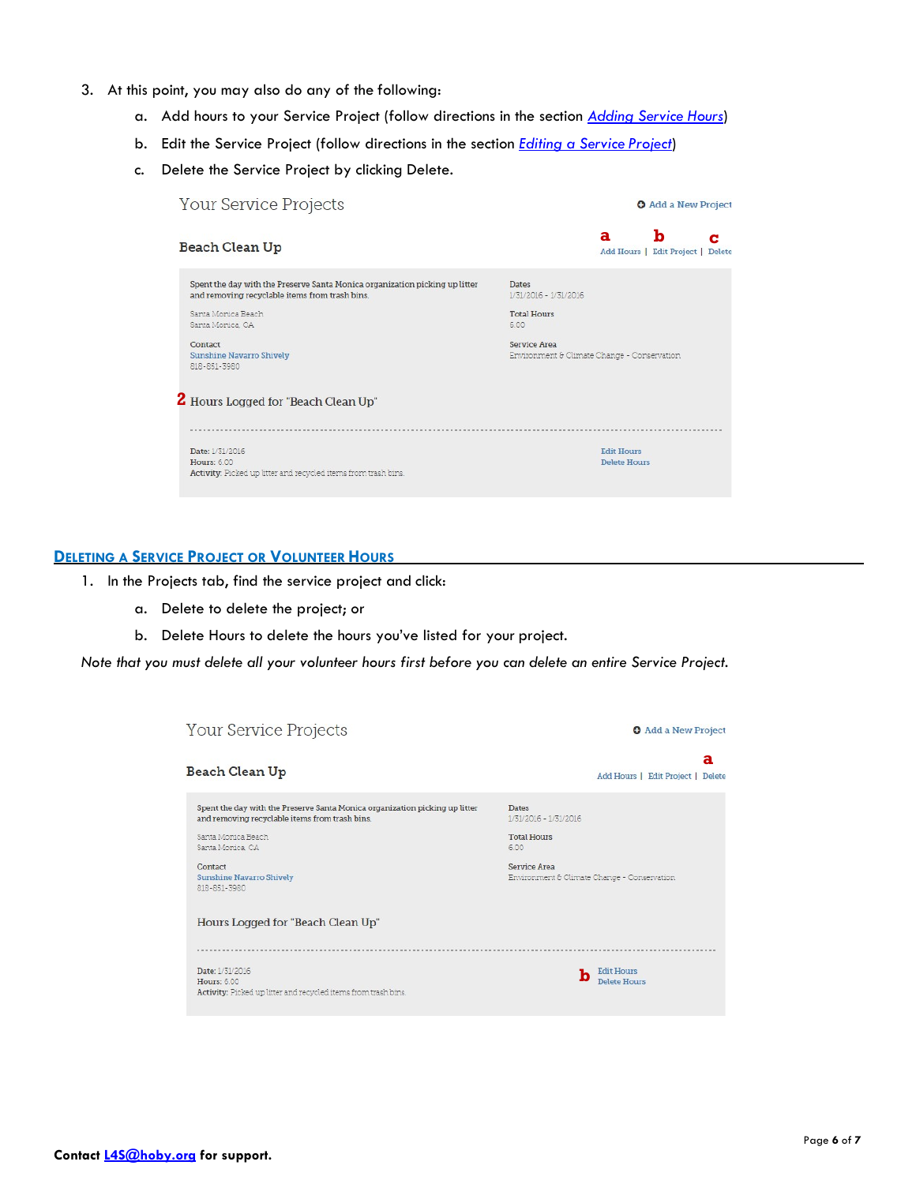3. At this point, you may also do any of the following:
    a. Add hours to your Service Project (follow directions in the section [Adding Service Hours](#))
    b. Edit the Service Project (follow directions in the section [Editing a Service Project](#))
    c. Delete the Service Project by clicking Delete.

## Deleting a Service Project or Volunteer Hours

1. In the Projects tab, find the service project and click:
    a. Delete to delete the project; or
    b. Delete Hours to delete the hours you've listed for your project.

*Note that you must delete all your volunteer hours first before you can delete an entire Service Project.*

**Contact [L4S@hoby.org](mailto:L4S@hoby.org) for support.**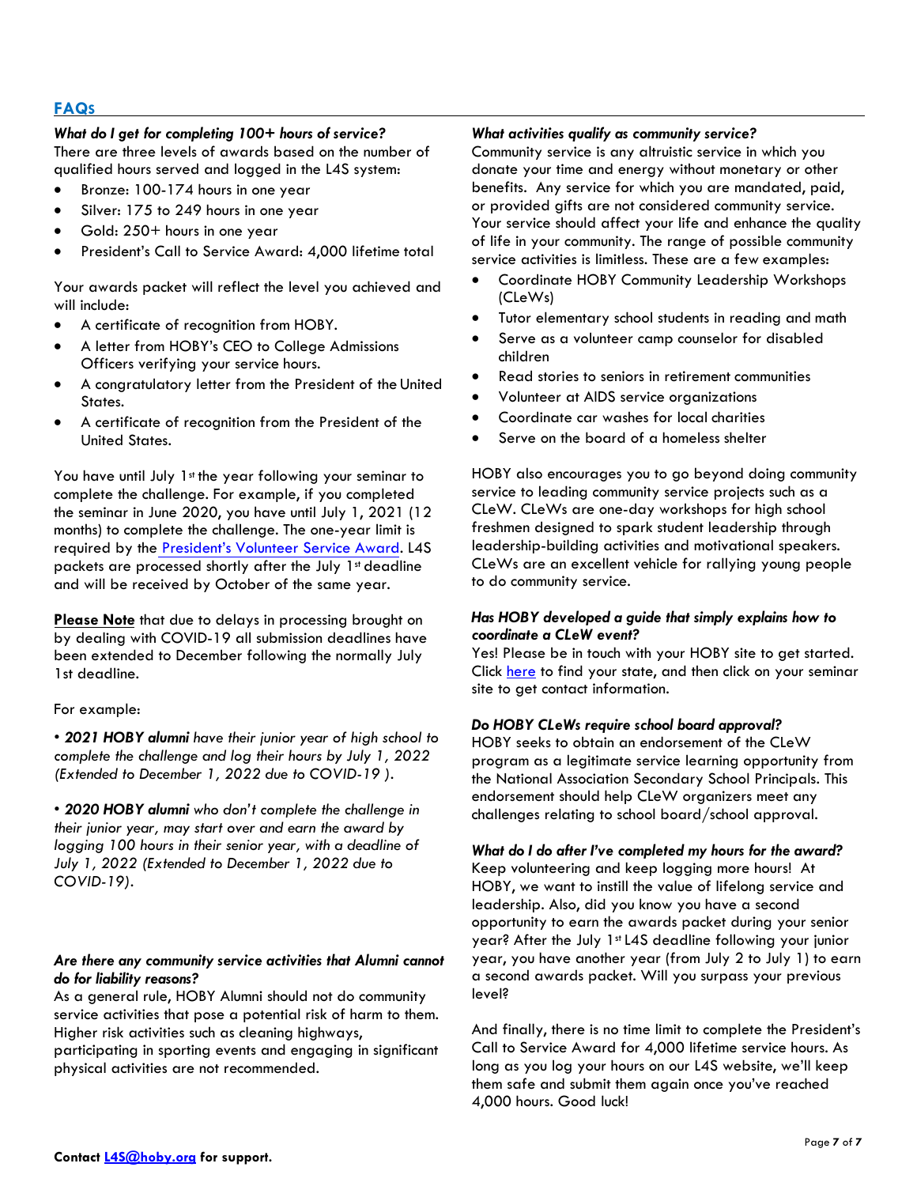## FAQs

***What do I get for completing 100+ hours of service?***

There are three levels of awards based on the number of qualified hours served and logged in the L4S system:

- Bronze: 100-174 hours in one year
- Silver: 175 to 249 hours in one year
- Gold: 250+ hours in one year
- President's Call to Service Award: 4,000 lifetime total

Your awards packet will reflect the level you achieved and will include:

- A certificate of recognition from HOBY.
- A letter from HOBY's CEO to College Admissions Officers verifying your service hours.
- A congratulatory letter from the President of the United States.
- A certificate of recognition from the President of the United States.

You have until July 1st the year following your seminar to complete the challenge. For example, if you completed the seminar in June 2020, you have until July 1, 2021 (12 months) to complete the challenge. The one-year limit is required by the President's Volunteer Service Award. L4S packets are processed shortly after the July 1st deadline and will be received by October of the same year.

**Please Note** that due to delays in processing brought on by dealing with COVID-19 all submission deadlines have been extended to December following the normally July 1st deadline.

For example:

• ***2021 HOBY alumni*** *have their junior year of high school to complete the challenge and log their hours by July 1, 2022 (Extended to December 1, 2022 due to COVID-19 ).*

• ***2020 HOBY alumni*** *who don't complete the challenge in their junior year, may start over and earn the award by logging 100 hours in their senior year, with a deadline of July 1, 2022 (Extended to December 1, 2022 due to COVID-19).*

***Are there any community service activities that Alumni cannot do for liability reasons?***

As a general rule, HOBY Alumni should not do community service activities that pose a potential risk of harm to them. Higher risk activities such as cleaning highways, participating in sporting events and engaging in significant physical activities are not recommended.

***What activities qualify as community service?***

Community service is any altruistic service in which you donate your time and energy without monetary or other benefits. Any service for which you are mandated, paid, or provided gifts are not considered community service. Your service should affect your life and enhance the quality of life in your community. The range of possible community service activities is limitless. These are a few examples:

- Coordinate HOBY Community Leadership Workshops (CLeWs)
- Tutor elementary school students in reading and math
- Serve as a volunteer camp counselor for disabled children
- Read stories to seniors in retirement communities
- Volunteer at AIDS service organizations
- Coordinate car washes for local charities
- Serve on the board of a homeless shelter

HOBY also encourages you to go beyond doing community service to leading community service projects such as a CLeW. CLeWs are one-day workshops for high school freshmen designed to spark student leadership through leadership-building activities and motivational speakers. CLeWs are an excellent vehicle for rallying young people to do community service.

***Has HOBY developed a guide that simply explains how to coordinate a CLeW event?***

Yes! Please be in touch with your HOBY site to get started. Click here to find your state, and then click on your seminar site to get contact information.

***Do HOBY CLeWs require school board approval?***

HOBY seeks to obtain an endorsement of the CLeW program as a legitimate service learning opportunity from the National Association Secondary School Principals. This endorsement should help CLeW organizers meet any challenges relating to school board/school approval.

***What do I do after I've completed my hours for the award?***

Keep volunteering and keep logging more hours! At HOBY, we want to instill the value of lifelong service and leadership. Also, did you know you have a second opportunity to earn the awards packet during your senior year? After the July 1st L4S deadline following your junior year, you have another year (from July 2 to July 1) to earn a second awards packet. Will you surpass your previous level?

And finally, there is no time limit to complete the President's Call to Service Award for 4,000 lifetime service hours. As long as you log your hours on our L4S website, we'll keep them safe and submit them again once you've reached 4,000 hours. Good luck!

**Contact L4S@hoby.org for support.**